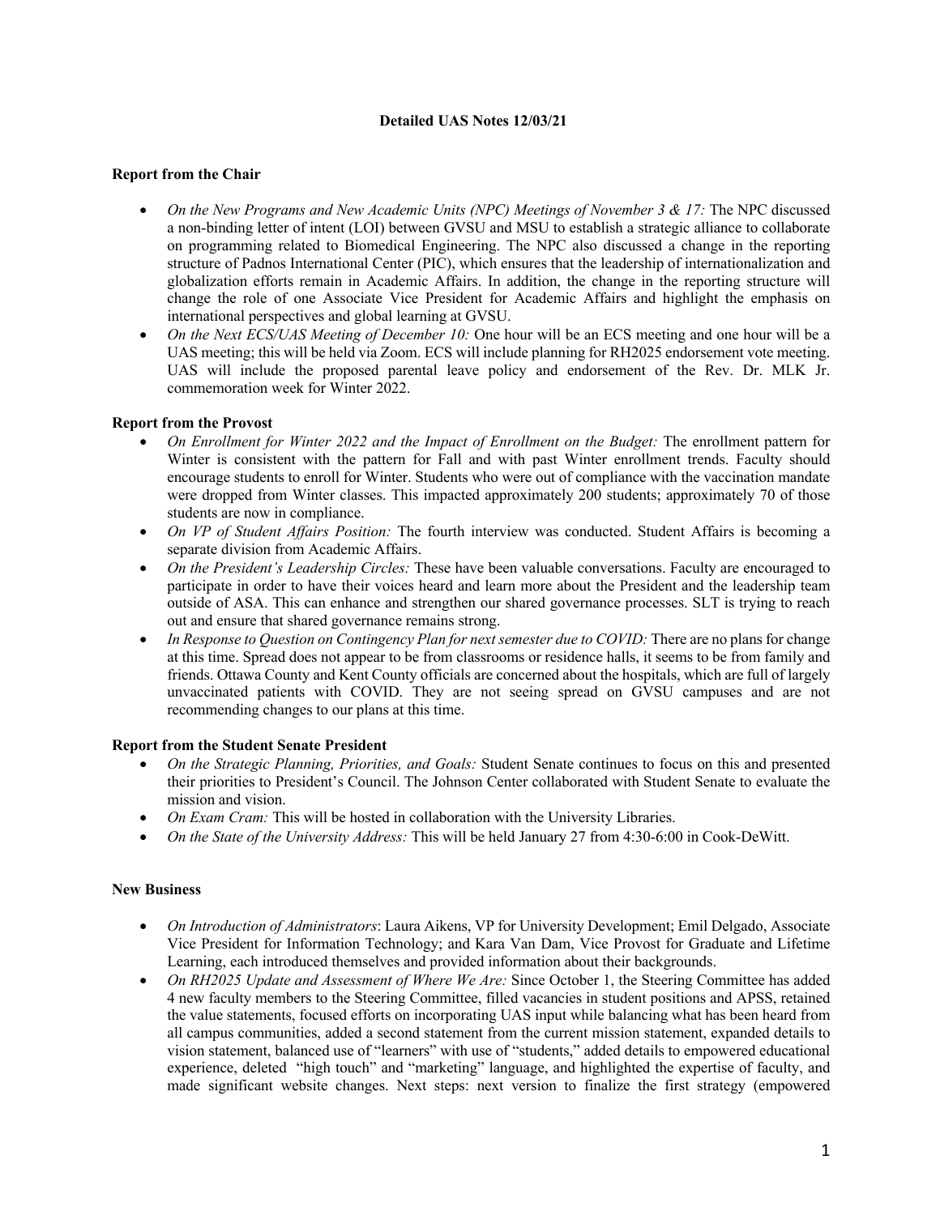**Detailed UAS Notes 12/03/21**

**Report from the Chair**

- *On the New Programs and New Academic Units (NPC) Meetings of November 3 & 17:* The NPC discussed a non-binding letter of intent (LOI) between GVSU and MSU to establish a strategic alliance to collaborate on programming related to Biomedical Engineering. The NPC also discussed a change in the reporting structure of Padnos International Center (PIC), which ensures that the leadership of internationalization and globalization efforts remain in Academic Affairs. In addition, the change in the reporting structure will change the role of one Associate Vice President for Academic Affairs and highlight the emphasis on international perspectives and global learning at GVSU.
- *On the Next ECS/UAS Meeting of December 10:* One hour will be an ECS meeting and one hour will be a UAS meeting; this will be held via Zoom. ECS will include planning for RH2025 endorsement vote meeting. UAS will include the proposed parental leave policy and endorsement of the Rev. Dr. MLK Jr. commemoration week for Winter 2022.

**Report from the Provost**

- *On Enrollment for Winter 2022 and the Impact of Enrollment on the Budget:* The enrollment pattern for Winter is consistent with the pattern for Fall and with past Winter enrollment trends. Faculty should encourage students to enroll for Winter. Students who were out of compliance with the vaccination mandate were dropped from Winter classes. This impacted approximately 200 students; approximately 70 of those students are now in compliance.
- *On VP of Student Affairs Position:* The fourth interview was conducted. Student Affairs is becoming a separate division from Academic Affairs.
- *On the President's Leadership Circles:* These have been valuable conversations. Faculty are encouraged to participate in order to have their voices heard and learn more about the President and the leadership team outside of ASA. This can enhance and strengthen our shared governance processes. SLT is trying to reach out and ensure that shared governance remains strong.
- *In Response to Question on Contingency Plan for next semester due to COVID:* There are no plans for change at this time. Spread does not appear to be from classrooms or residence halls, it seems to be from family and friends. Ottawa County and Kent County officials are concerned about the hospitals, which are full of largely unvaccinated patients with COVID. They are not seeing spread on GVSU campuses and are not recommending changes to our plans at this time.

**Report from the Student Senate President**

- *On the Strategic Planning, Priorities, and Goals:* Student Senate continues to focus on this and presented their priorities to President's Council. The Johnson Center collaborated with Student Senate to evaluate the mission and vision.
- *On Exam Cram:* This will be hosted in collaboration with the University Libraries.
- *On the State of the University Address:* This will be held January 27 from 4:30-6:00 in Cook-DeWitt.

**New Business**

- *On Introduction of Administrators*: Laura Aikens, VP for University Development; Emil Delgado, Associate Vice President for Information Technology; and Kara Van Dam, Vice Provost for Graduate and Lifetime Learning, each introduced themselves and provided information about their backgrounds.
- *On RH2025 Update and Assessment of Where We Are:* Since October 1, the Steering Committee has added 4 new faculty members to the Steering Committee, filled vacancies in student positions and APSS, retained the value statements, focused efforts on incorporating UAS input while balancing what has been heard from all campus communities, added a second statement from the current mission statement, expanded details to vision statement, balanced use of "learners" with use of "students," added details to empowered educational experience, deleted "high touch" and "marketing" language, and highlighted the expertise of faculty, and made significant website changes. Next steps: next version to finalize the first strategy (empowered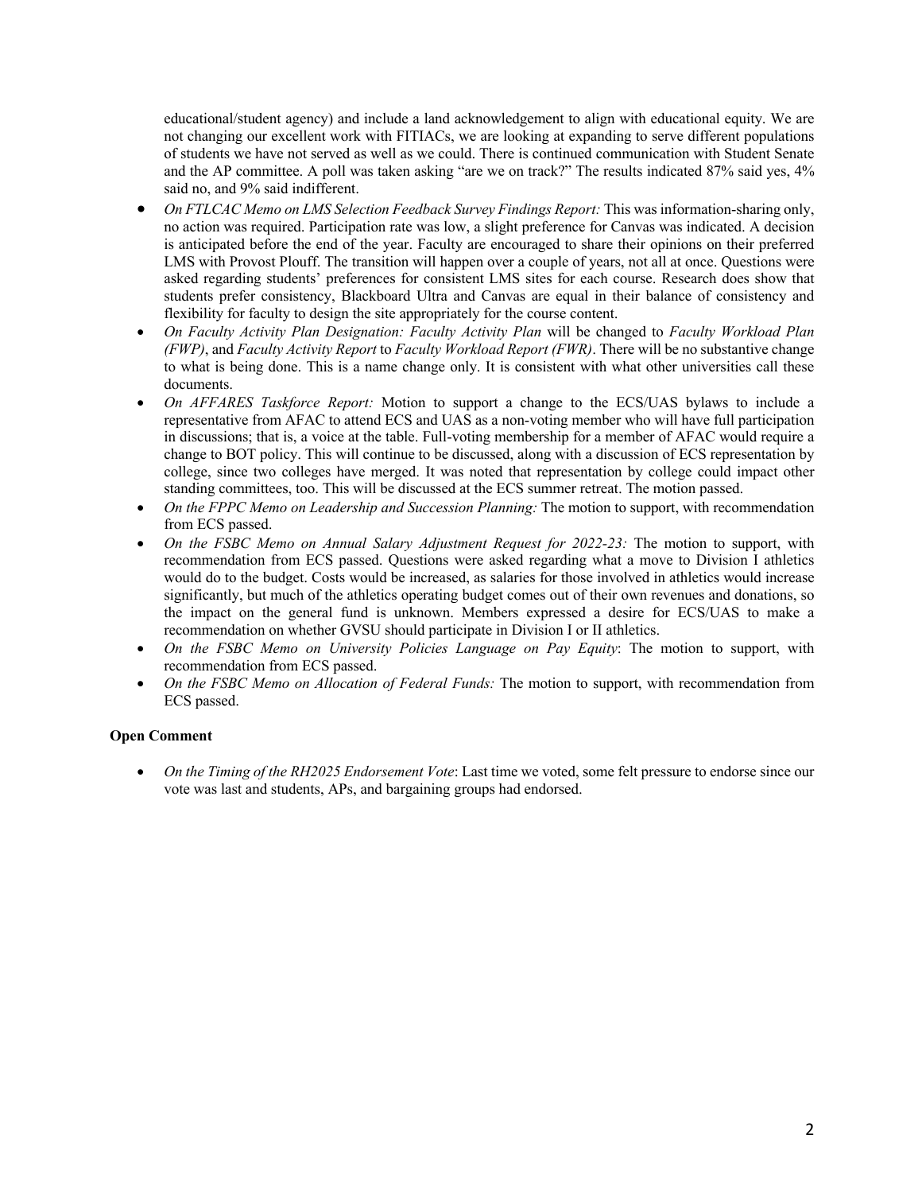educational/student agency) and include a land acknowledgement to align with educational equity. We are not changing our excellent work with FITIACs, we are looking at expanding to serve different populations of students we have not served as well as we could. There is continued communication with Student Senate and the AP committee. A poll was taken asking "are we on track?" The results indicated 87% said yes, 4% said no, and 9% said indifferent.

- *On FTLCAC Memo on LMS Selection Feedback Survey Findings Report:* This was information-sharing only, no action was required. Participation rate was low, a slight preference for Canvas was indicated. A decision is anticipated before the end of the year. Faculty are encouraged to share their opinions on their preferred LMS with Provost Plouff. The transition will happen over a couple of years, not all at once. Questions were asked regarding students' preferences for consistent LMS sites for each course. Research does show that students prefer consistency, Blackboard Ultra and Canvas are equal in their balance of consistency and flexibility for faculty to design the site appropriately for the course content.
- *On Faculty Activity Plan Designation: Faculty Activity Plan* will be changed to *Faculty Workload Plan (FWP)*, and *Faculty Activity Report* to *Faculty Workload Report (FWR)*. There will be no substantive change to what is being done. This is a name change only. It is consistent with what other universities call these documents.
- *On AFFARES Taskforce Report:* Motion to support a change to the ECS/UAS bylaws to include a representative from AFAC to attend ECS and UAS as a non-voting member who will have full participation in discussions; that is, a voice at the table. Full-voting membership for a member of AFAC would require a change to BOT policy. This will continue to be discussed, along with a discussion of ECS representation by college, since two colleges have merged. It was noted that representation by college could impact other standing committees, too. This will be discussed at the ECS summer retreat. The motion passed.
- *On the FPPC Memo on Leadership and Succession Planning:* The motion to support, with recommendation from ECS passed.
- *On the FSBC Memo on Annual Salary Adjustment Request for 2022-23:* The motion to support, with recommendation from ECS passed. Questions were asked regarding what a move to Division I athletics would do to the budget. Costs would be increased, as salaries for those involved in athletics would increase significantly, but much of the athletics operating budget comes out of their own revenues and donations, so the impact on the general fund is unknown. Members expressed a desire for ECS/UAS to make a recommendation on whether GVSU should participate in Division I or II athletics.
- *On the FSBC Memo on University Policies Language on Pay Equity*: The motion to support, with recommendation from ECS passed.
- *On the FSBC Memo on Allocation of Federal Funds:* The motion to support, with recommendation from ECS passed.

**Open Comment**

- *On the Timing of the RH2025 Endorsement Vote*: Last time we voted, some felt pressure to endorse since our vote was last and students, APs, and bargaining groups had endorsed.